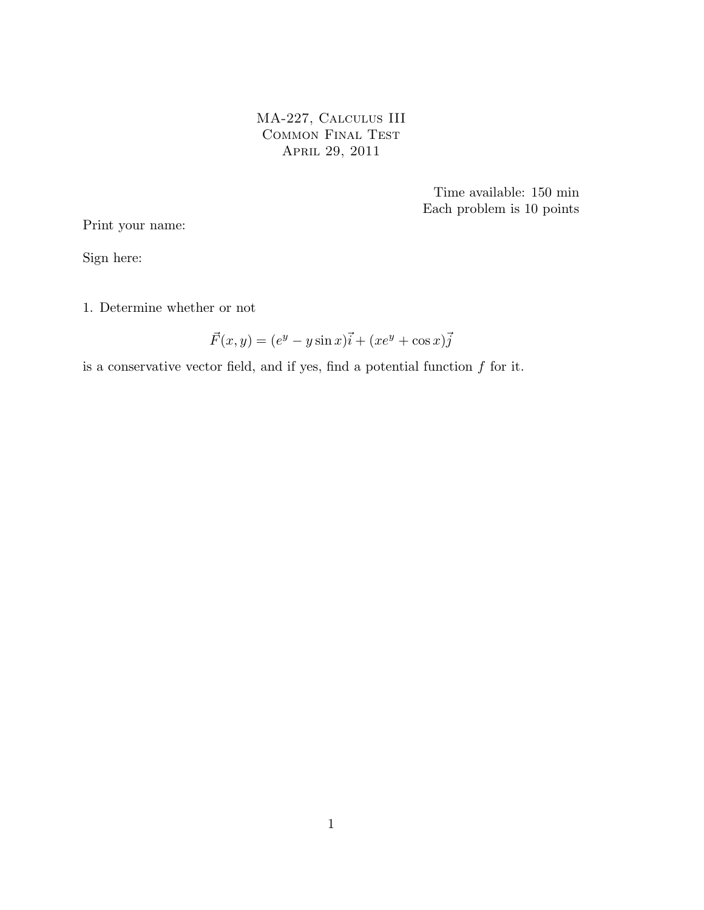# MA-227, Calculus III
## Common Final Test
### April 29, 2011

Time available: 150 min
Each problem is 10 points

Print your name:

Sign here:

1. Determine whether or not

$$\vec{F}(x,y) = (e^y - y\sin x)\vec{i} + (xe^y + \cos x)\vec{j}$$

is a conservative vector field, and if yes, find a potential function $f$ for it.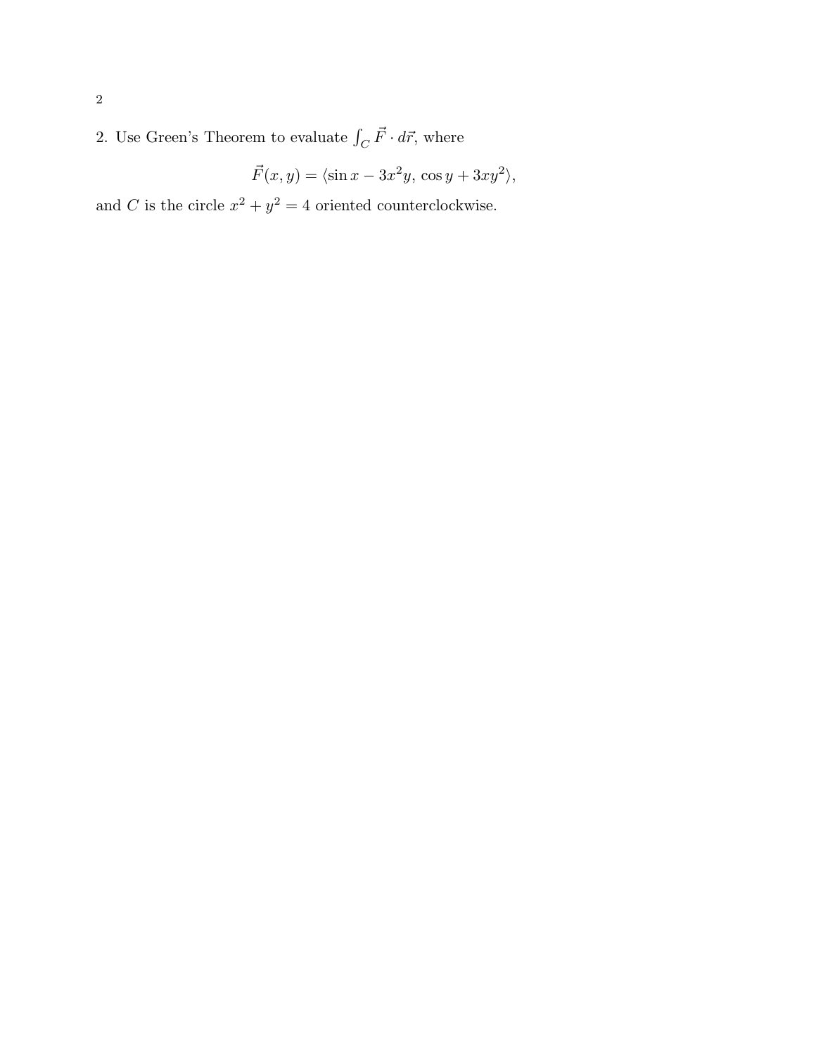2. Use Green's Theorem to evaluate $\int_C \vec{F} \cdot d\vec{r}$, where

$$\vec{F}(x, y) = \langle \sin x - 3x^2 y,\, \cos y + 3xy^2 \rangle,$$

and $C$ is the circle $x^2 + y^2 = 4$ oriented counterclockwise.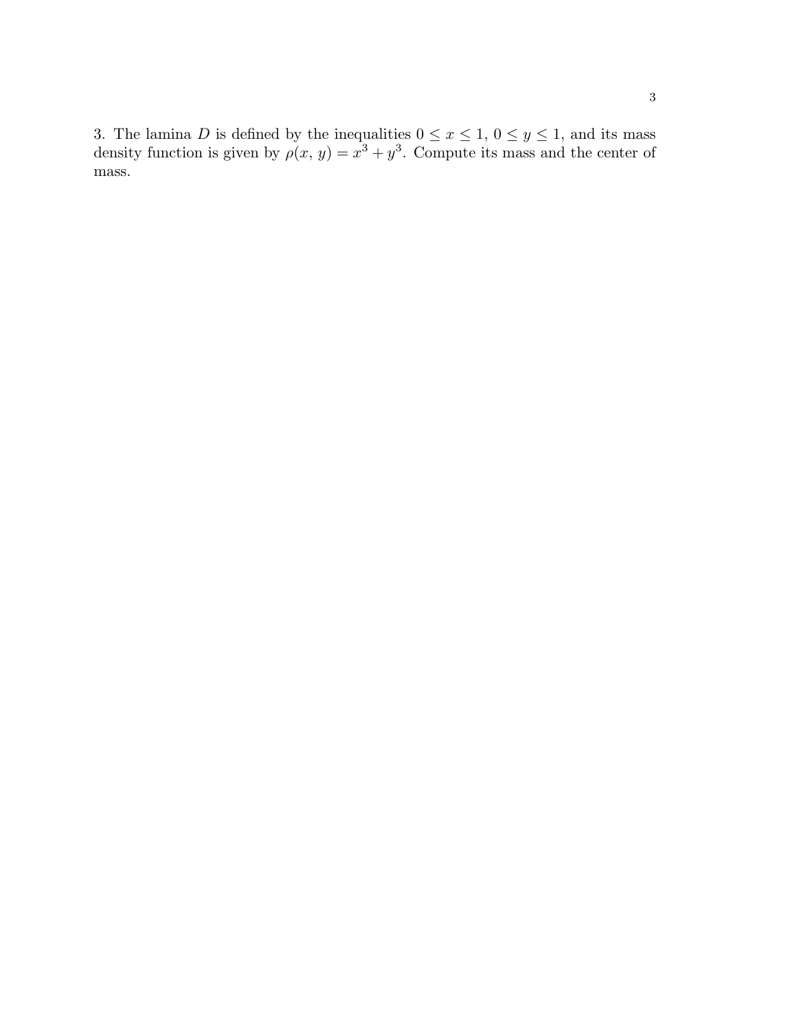3. The lamina $D$ is defined by the inequalities $0 \leq x \leq 1$, $0 \leq y \leq 1$, and its mass density function is given by $\rho(x,\, y) = x^3 + y^3$. Compute its mass and the center of mass.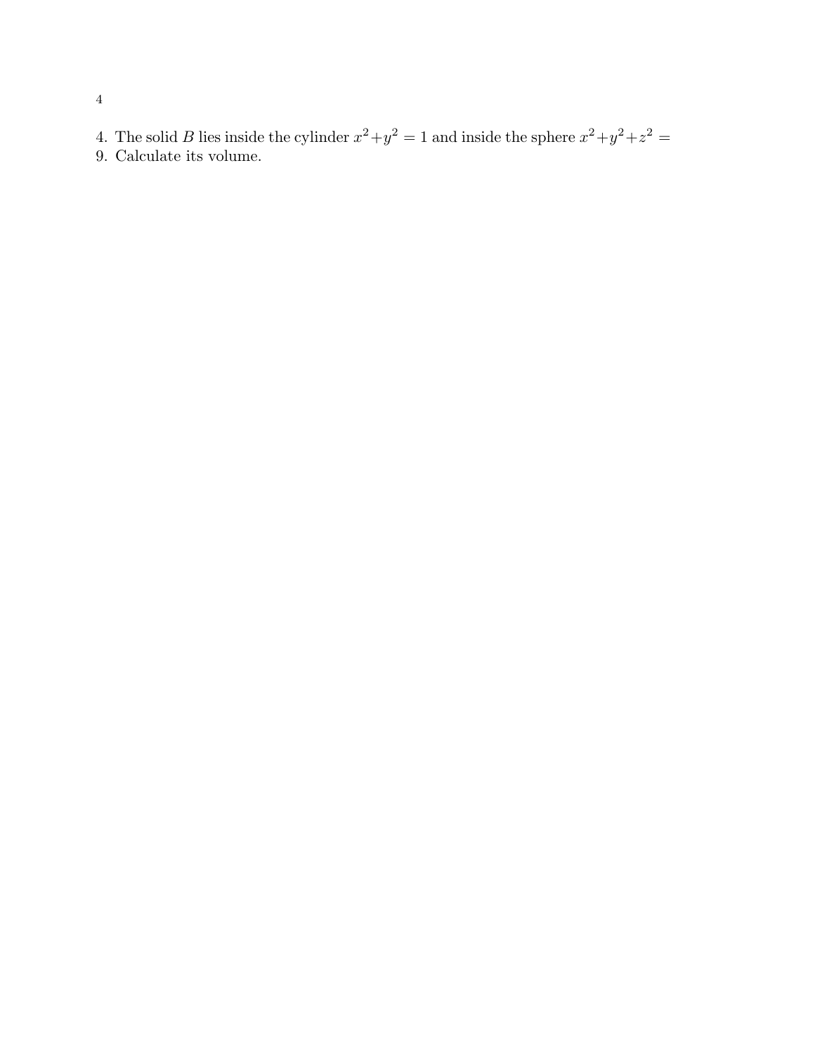4. The solid $B$ lies inside the cylinder $x^2+y^2=1$ and inside the sphere $x^2+y^2+z^2=9$. Calculate its volume.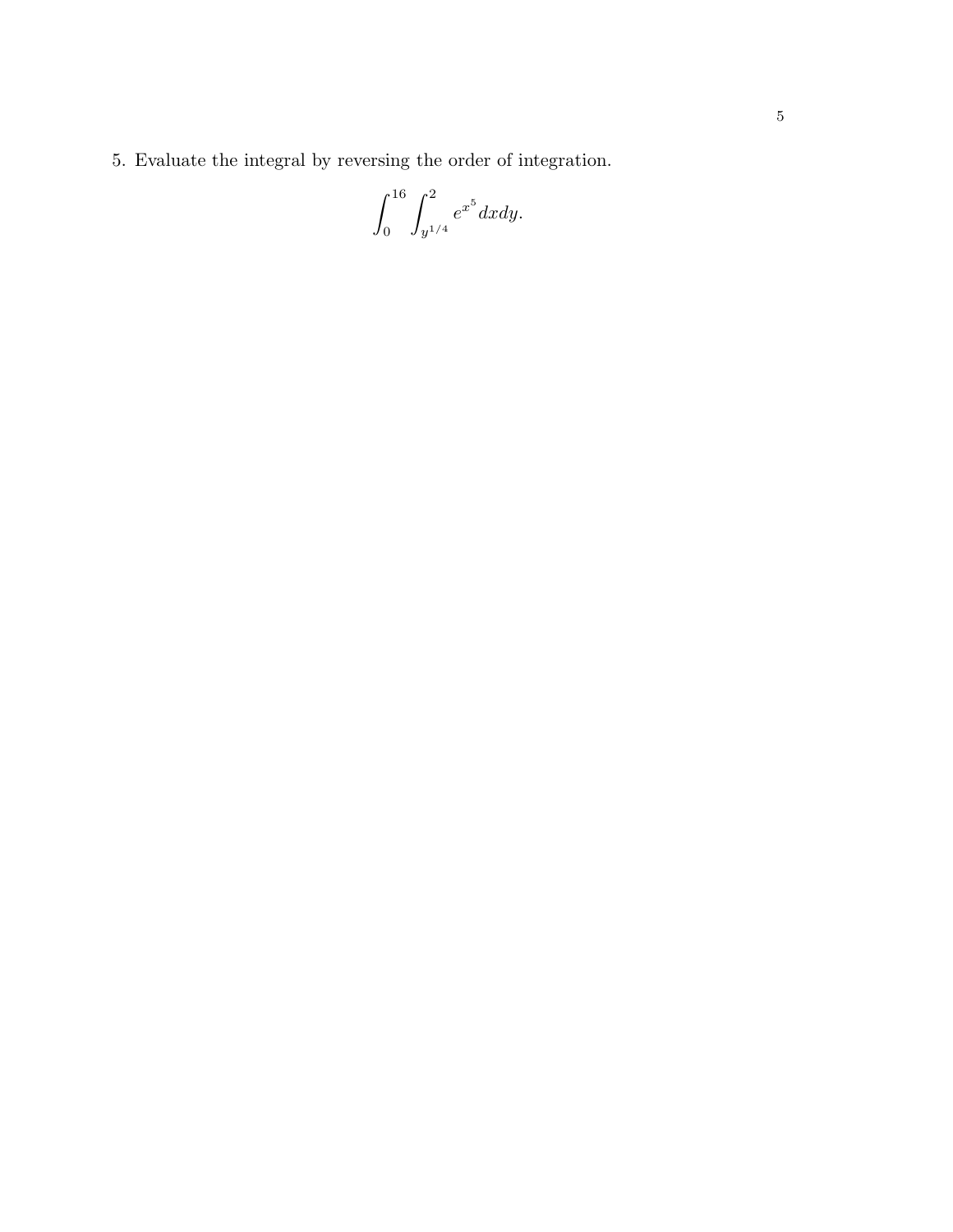5. Evaluate the integral by reversing the order of integration.

$$\int_0^{16} \int_{y^{1/4}}^{2} e^{x^5}\, dx dy.$$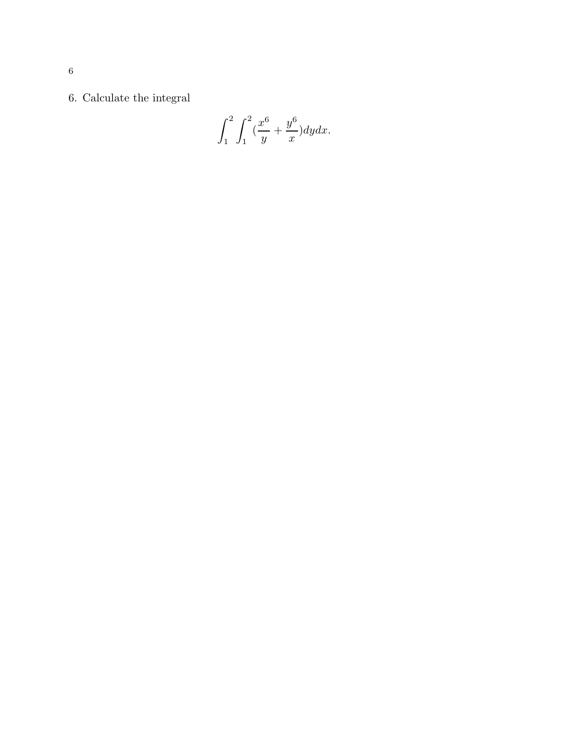6. Calculate the integral

$$\int_1^2 \int_1^2 (\frac{x^6}{y} + \frac{y^6}{x}) dy dx.$$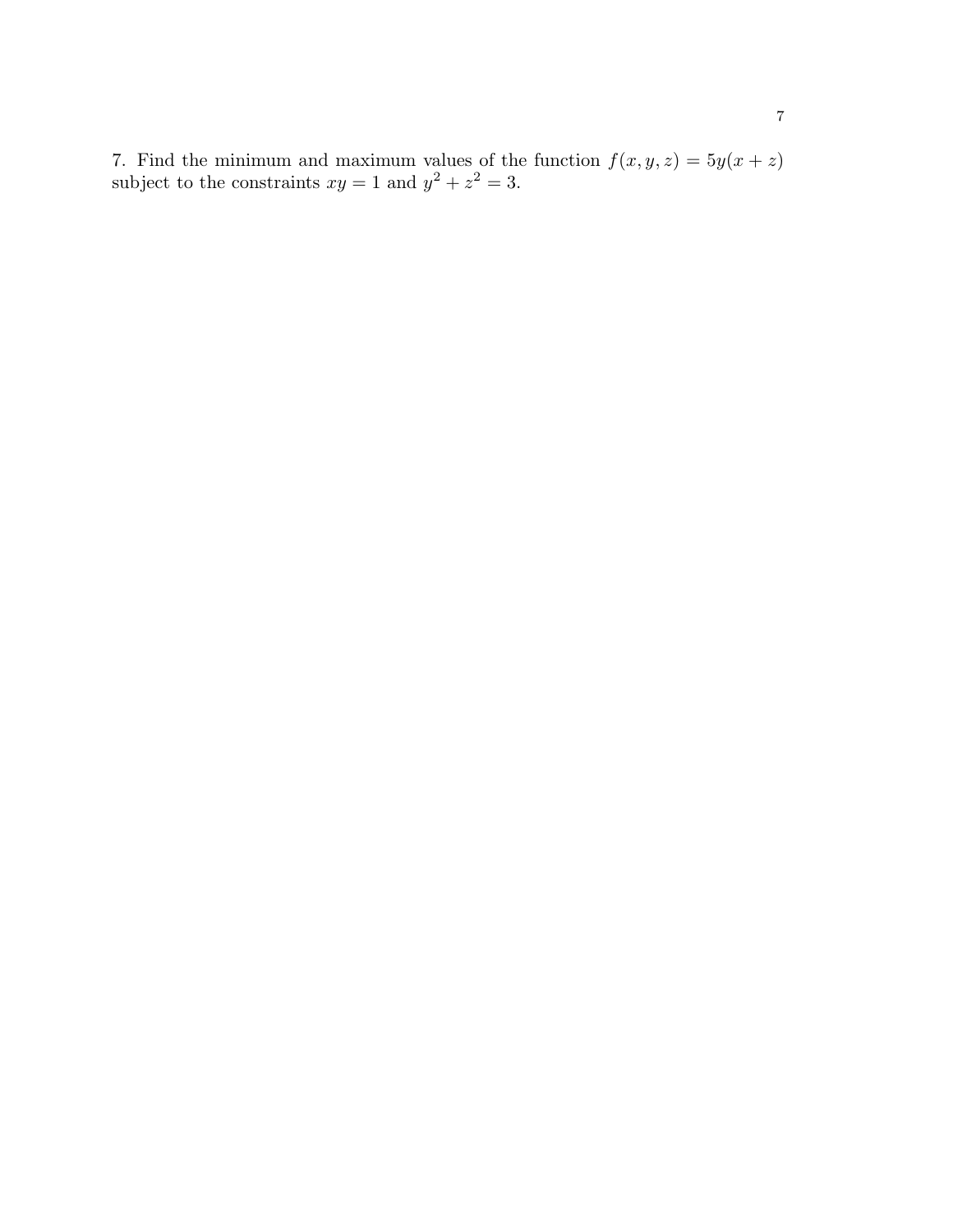7. Find the minimum and maximum values of the function $f(x, y, z) = 5y(x + z)$ subject to the constraints $xy = 1$ and $y^2 + z^2 = 3$.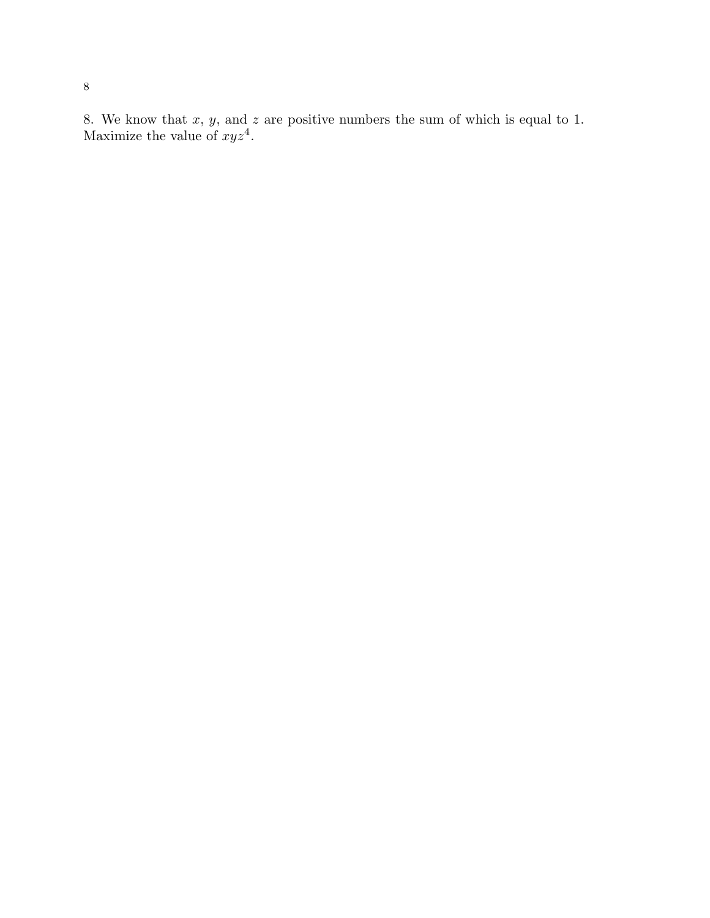8. We know that $x$, $y$, and $z$ are positive numbers the sum of which is equal to 1. Maximize the value of $xyz^4$.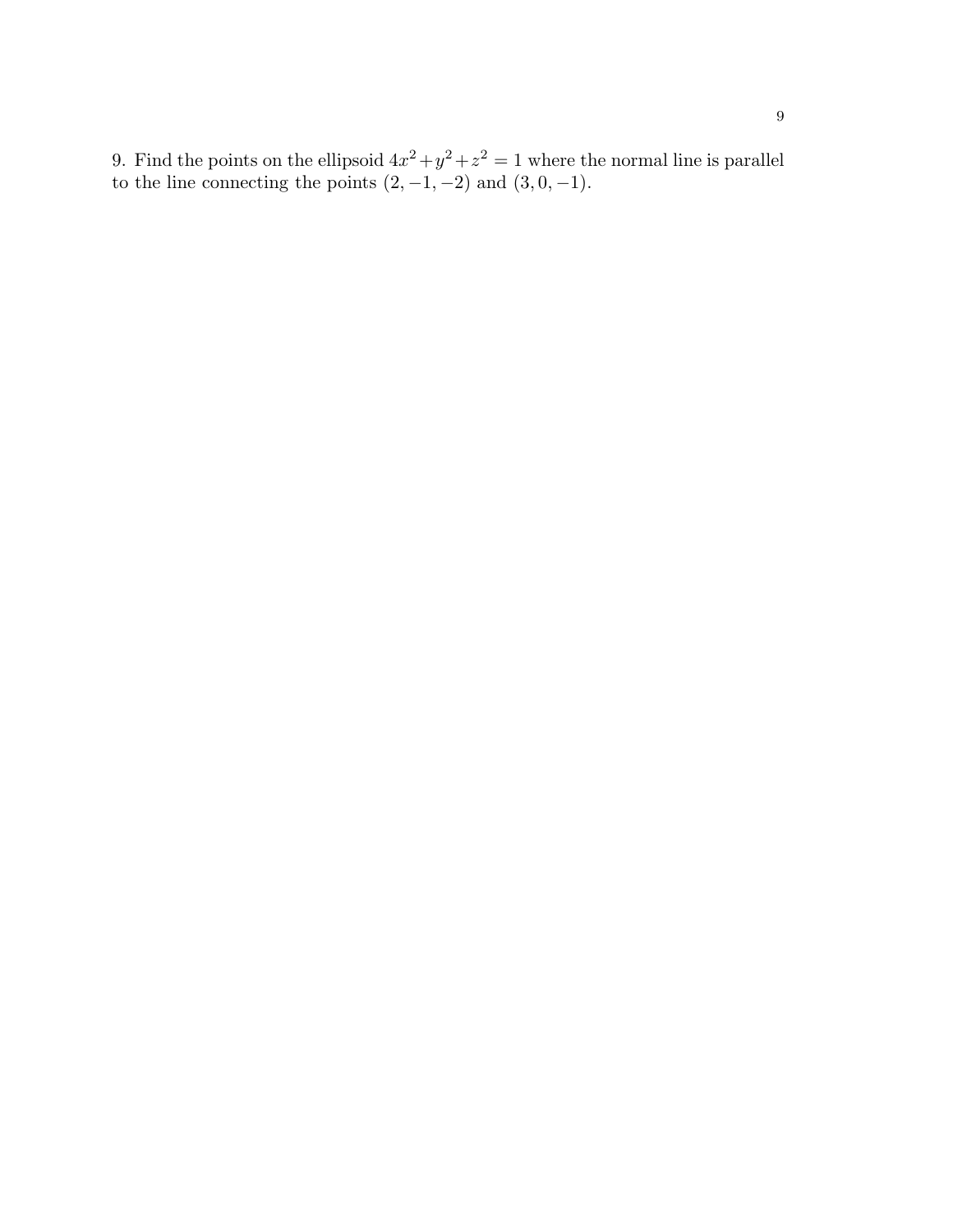9. Find the points on the ellipsoid $4x^2+y^2+z^2 = 1$ where the normal line is parallel to the line connecting the points $(2, -1, -2)$ and $(3, 0, -1)$.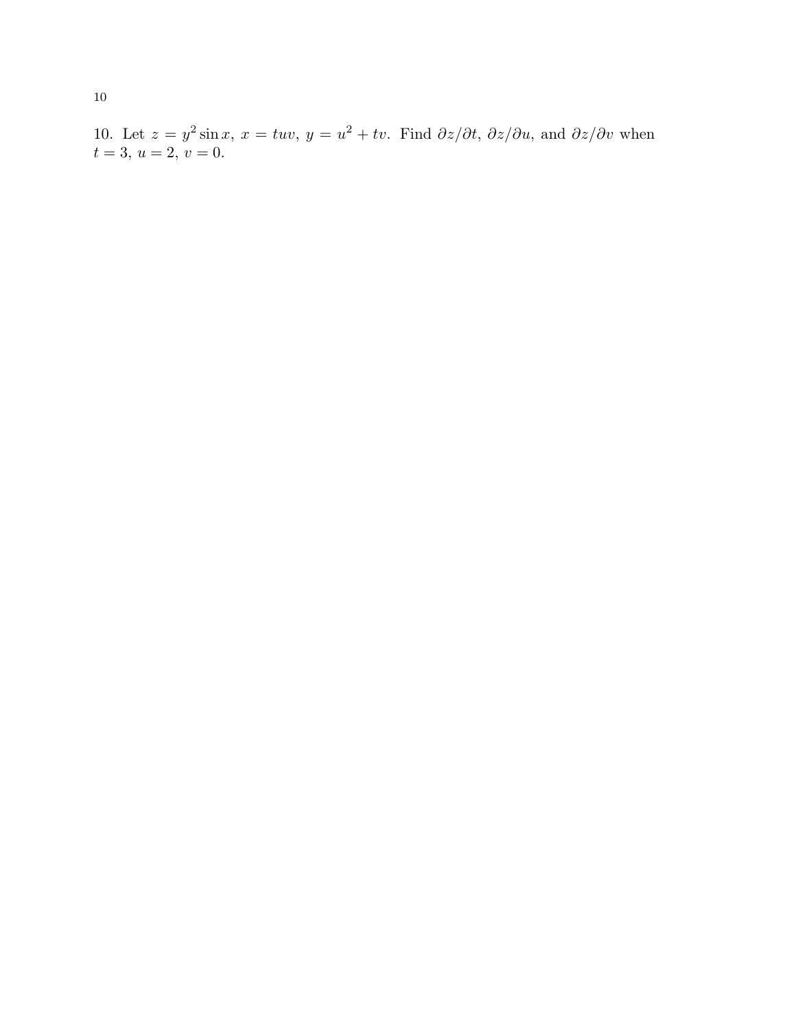10. Let $z = y^2 \sin x$, $x = tuv$, $y = u^2 + tv$. Find $\partial z/\partial t$, $\partial z/\partial u$, and $\partial z/\partial v$ when $t = 3$, $u = 2$, $v = 0$.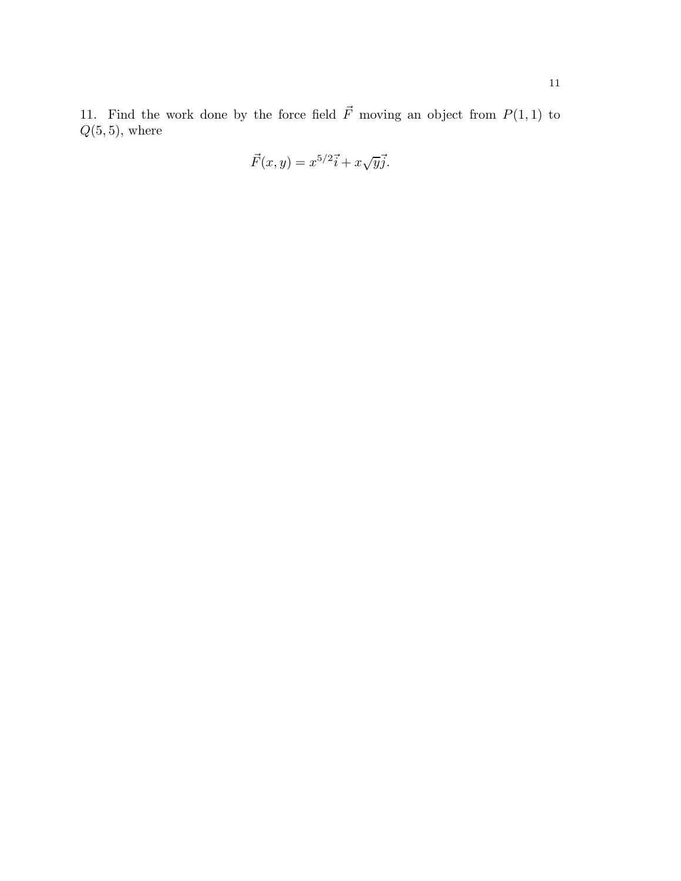11. Find the work done by the force field $\vec{F}$ moving an object from $P(1, 1)$ to $Q(5, 5)$, where

$$\vec{F}(x, y) = x^{5/2}\vec{i} + x\sqrt{y}\vec{j}.$$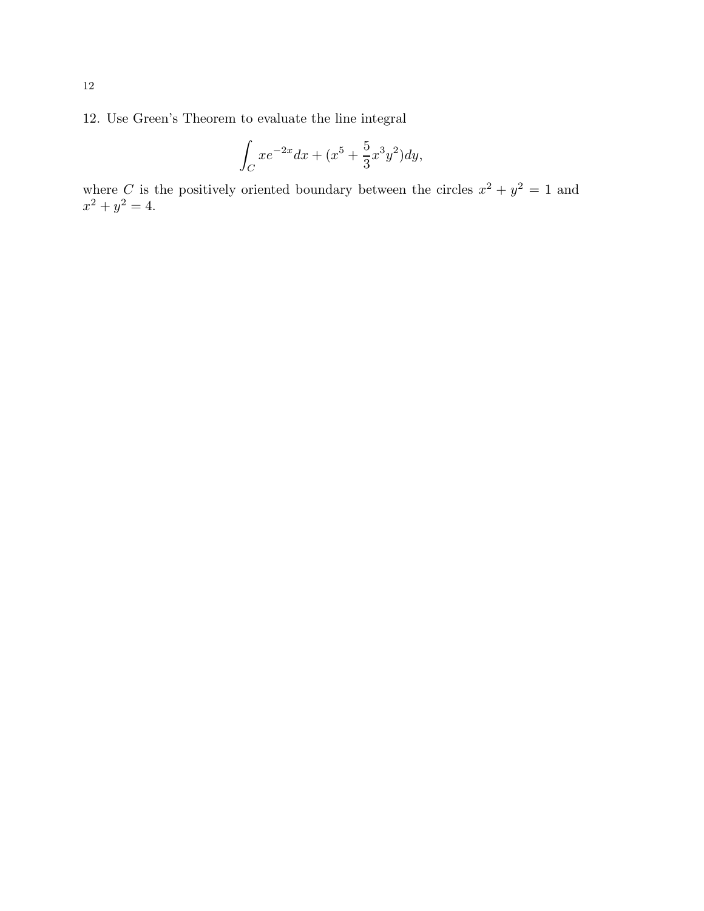12. Use Green's Theorem to evaluate the line integral

$$\int_C xe^{-2x}dx + (x^5 + \frac{5}{3}x^3y^2)dy,$$

where $C$ is the positively oriented boundary between the circles $x^2 + y^2 = 1$ and $x^2 + y^2 = 4$.